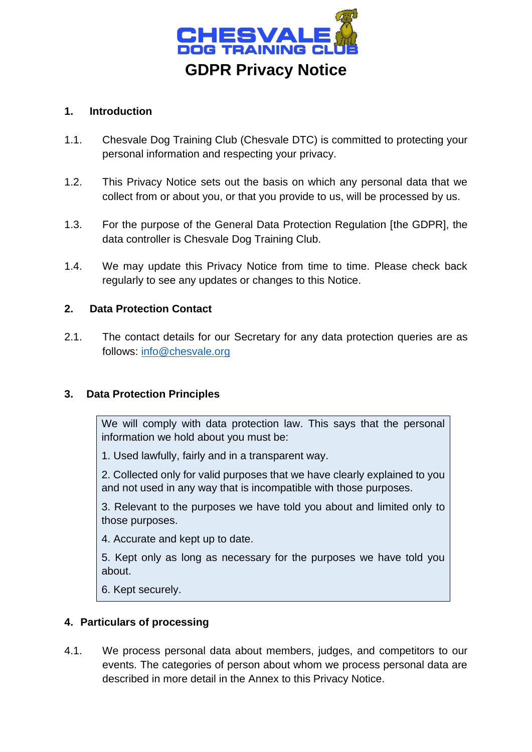# GDPR Privacy Notice

## 1. Introduction

1.1. Chesvale Dog Training Club (Chesvale DTC) is committed to protecting your personal information and respecting your privacy.

1.2. This Privacy Notice sets out the basis on which any personal data that we collect from or about you, or that you provide to us, will be processed by us.

1.3. For the purpose of the General Data Protection Regulation [the GDPR], the data controller is Chesvale Dog Training Club.

1.4. We may update this Privacy Notice from time to time. Please check back regularly to see any updates or changes to this Notice.

## 2. Data Protection Contact

2.1. The contact details for our Secretary for any data protection queries are as follows: info@chesvale.org

## 3. Data Protection Principles

> We will comply with data protection law. This says that the personal information we hold about you must be:
>
> 1. Used lawfully, fairly and in a transparent way.
>
> 2. Collected only for valid purposes that we have clearly explained to you and not used in any way that is incompatible with those purposes.
>
> 3. Relevant to the purposes we have told you about and limited only to those purposes.
>
> 4. Accurate and kept up to date.
>
> 5. Kept only as long as necessary for the purposes we have told you about.
>
> 6. Kept securely.

## 4. Particulars of processing

4.1. We process personal data about members, judges, and competitors to our events. The categories of person about whom we process personal data are described in more detail in the Annex to this Privacy Notice.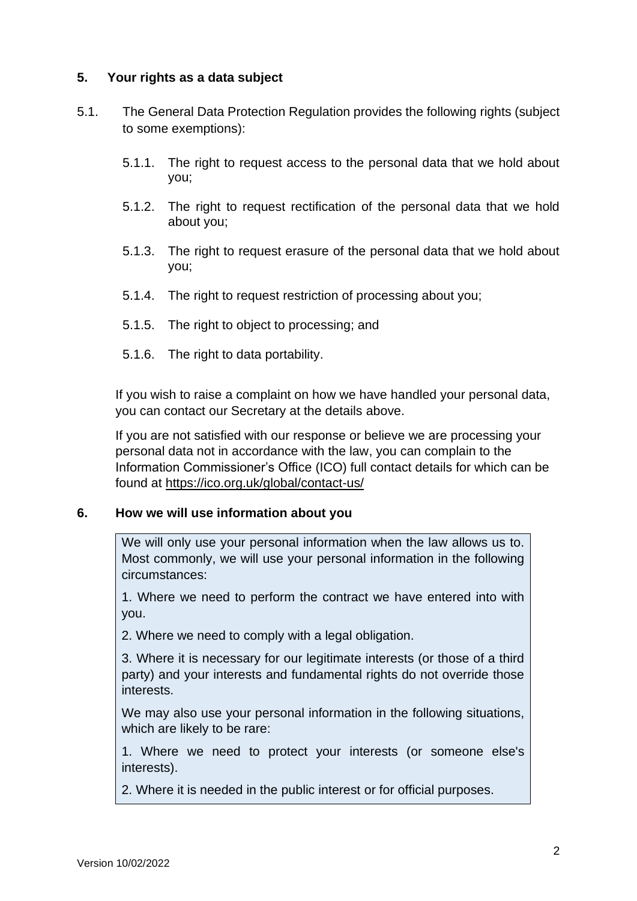## 5. Your rights as a data subject

5.1. The General Data Protection Regulation provides the following rights (subject to some exemptions):

5.1.1. The right to request access to the personal data that we hold about you;

5.1.2. The right to request rectification of the personal data that we hold about you;

5.1.3. The right to request erasure of the personal data that we hold about you;

5.1.4. The right to request restriction of processing about you;

5.1.5. The right to object to processing; and

5.1.6. The right to data portability.

If you wish to raise a complaint on how we have handled your personal data, you can contact our Secretary at the details above.

If you are not satisfied with our response or believe we are processing your personal data not in accordance with the law, you can complain to the Information Commissioner's Office (ICO) full contact details for which can be found at https://ico.org.uk/global/contact-us/

## 6. How we will use information about you

We will only use your personal information when the law allows us to. Most commonly, we will use your personal information in the following circumstances:

1. Where we need to perform the contract we have entered into with you.

2. Where we need to comply with a legal obligation.

3. Where it is necessary for our legitimate interests (or those of a third party) and your interests and fundamental rights do not override those interests.

We may also use your personal information in the following situations, which are likely to be rare:

1. Where we need to protect your interests (or someone else's interests).

2. Where it is needed in the public interest or for official purposes.

Version 10/02/2022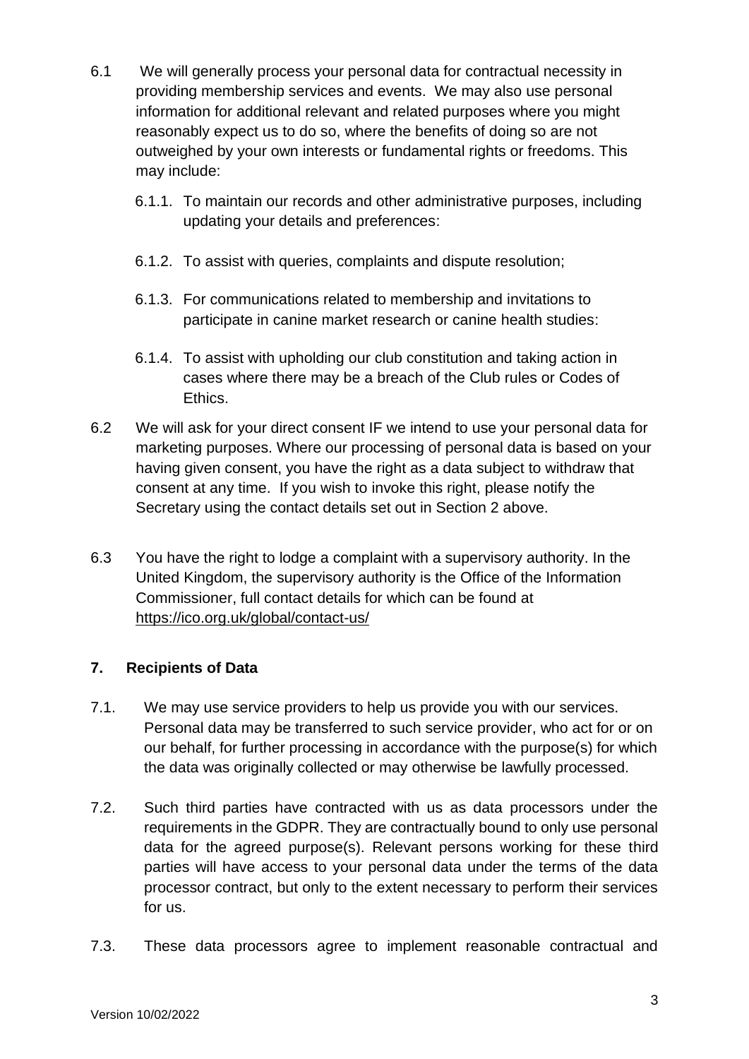6.1 We will generally process your personal data for contractual necessity in providing membership services and events. We may also use personal information for additional relevant and related purposes where you might reasonably expect us to do so, where the benefits of doing so are not outweighed by your own interests or fundamental rights or freedoms. This may include:

6.1.1. To maintain our records and other administrative purposes, including updating your details and preferences:

6.1.2. To assist with queries, complaints and dispute resolution;

6.1.3. For communications related to membership and invitations to participate in canine market research or canine health studies:

6.1.4. To assist with upholding our club constitution and taking action in cases where there may be a breach of the Club rules or Codes of Ethics.

6.2 We will ask for your direct consent IF we intend to use your personal data for marketing purposes. Where our processing of personal data is based on your having given consent, you have the right as a data subject to withdraw that consent at any time. If you wish to invoke this right, please notify the Secretary using the contact details set out in Section 2 above.

6.3 You have the right to lodge a complaint with a supervisory authority. In the United Kingdom, the supervisory authority is the Office of the Information Commissioner, full contact details for which can be found at https://ico.org.uk/global/contact-us/

## 7. Recipients of Data

7.1. We may use service providers to help us provide you with our services. Personal data may be transferred to such service provider, who act for or on our behalf, for further processing in accordance with the purpose(s) for which the data was originally collected or may otherwise be lawfully processed.

7.2. Such third parties have contracted with us as data processors under the requirements in the GDPR. They are contractually bound to only use personal data for the agreed purpose(s). Relevant persons working for these third parties will have access to your personal data under the terms of the data processor contract, but only to the extent necessary to perform their services for us.

7.3. These data processors agree to implement reasonable contractual and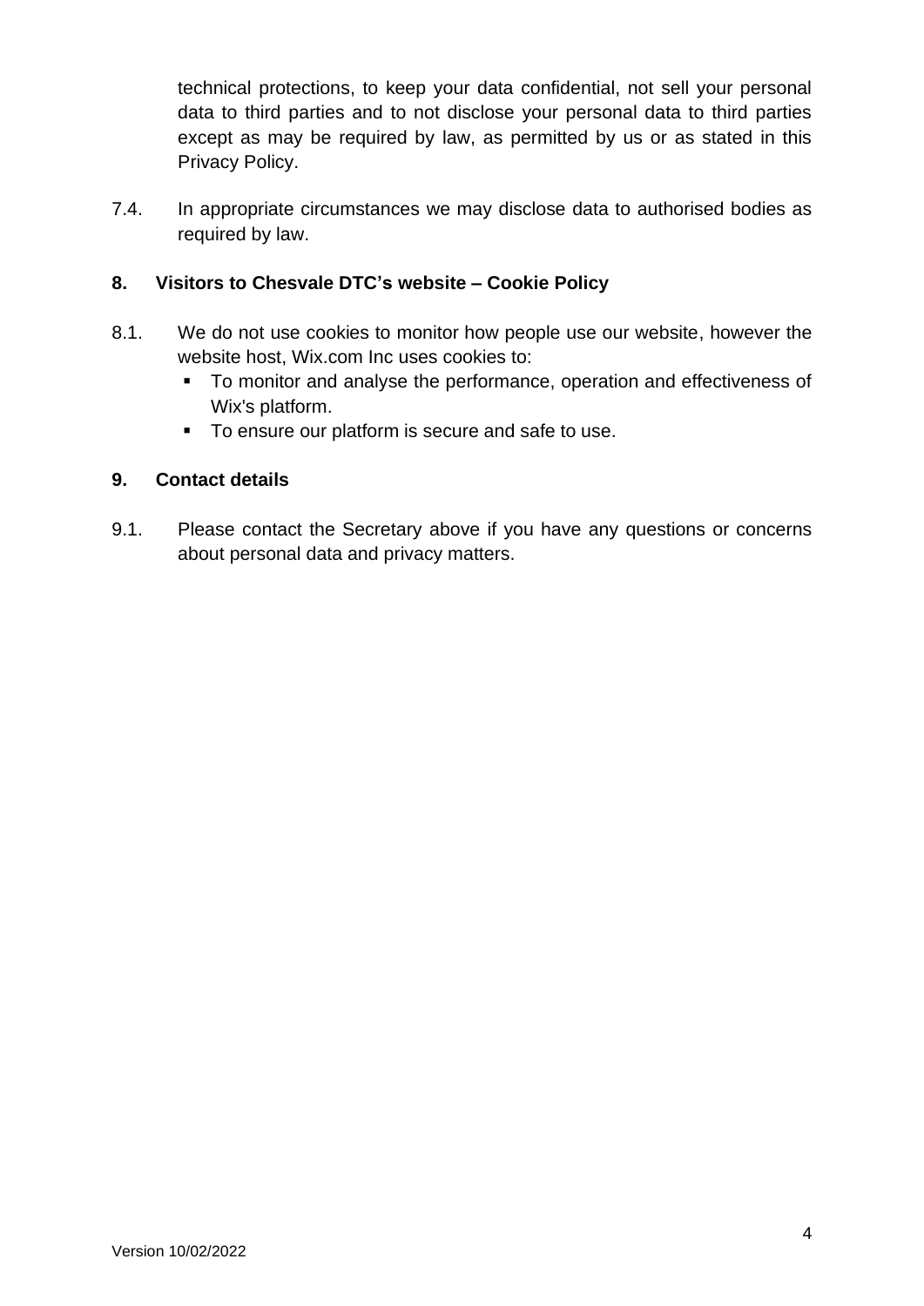technical protections, to keep your data confidential, not sell your personal data to third parties and to not disclose your personal data to third parties except as may be required by law, as permitted by us or as stated in this Privacy Policy.

7.4. In appropriate circumstances we may disclose data to authorised bodies as required by law.

## 8. Visitors to Chesvale DTC's website – Cookie Policy

8.1. We do not use cookies to monitor how people use our website, however the website host, Wix.com Inc uses cookies to:

- To monitor and analyse the performance, operation and effectiveness of Wix's platform.
- To ensure our platform is secure and safe to use.

## 9. Contact details

9.1. Please contact the Secretary above if you have any questions or concerns about personal data and privacy matters.

Version 10/02/2022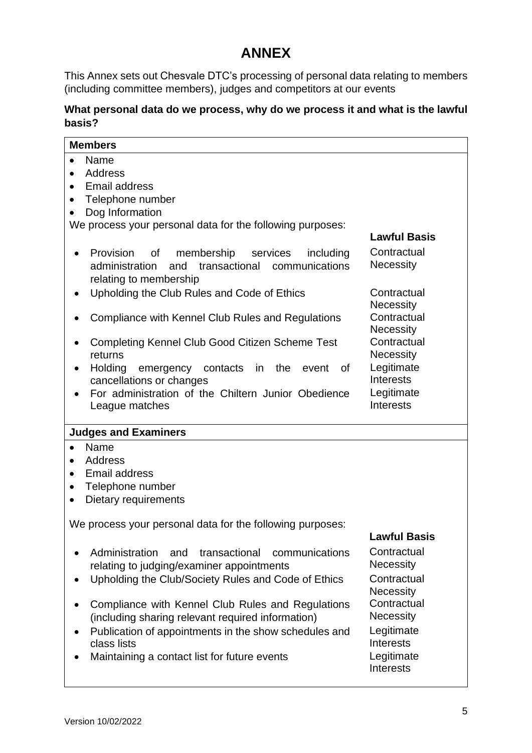# ANNEX

This Annex sets out Chesvale DTC's processing of personal data relating to members (including committee members), judges and competitors at our events

**What personal data do we process, why do we process it and what is the lawful basis?**

| **Members** | |
|---|---|
| • Name<br>• Address<br>• Email address<br>• Telephone number<br>• Dog Information<br>We process your personal data for the following purposes: | **Lawful Basis** |
| • Provision of membership services including administration and transactional communications relating to membership | Contractual Necessity |
| • Upholding the Club Rules and Code of Ethics | Contractual Necessity |
| • Compliance with Kennel Club Rules and Regulations | Contractual Necessity |
| • Completing Kennel Club Good Citizen Scheme Test returns | Contractual Necessity |
| • Holding emergency contacts in the event of cancellations or changes | Legitimate Interests |
| • For administration of the Chiltern Junior Obedience League matches | Legitimate Interests |

| **Judges and Examiners** | |
|---|---|
| • Name<br>• Address<br>• Email address<br>• Telephone number<br>• Dietary requirements<br><br>We process your personal data for the following purposes: | **Lawful Basis** |
| • Administration and transactional communications relating to judging/examiner appointments | Contractual Necessity |
| • Upholding the Club/Society Rules and Code of Ethics | Contractual Necessity |
| • Compliance with Kennel Club Rules and Regulations (including sharing relevant required information) | Contractual Necessity |
| • Publication of appointments in the show schedules and class lists | Legitimate Interests |
| • Maintaining a contact list for future events | Legitimate Interests |

Version 10/02/2022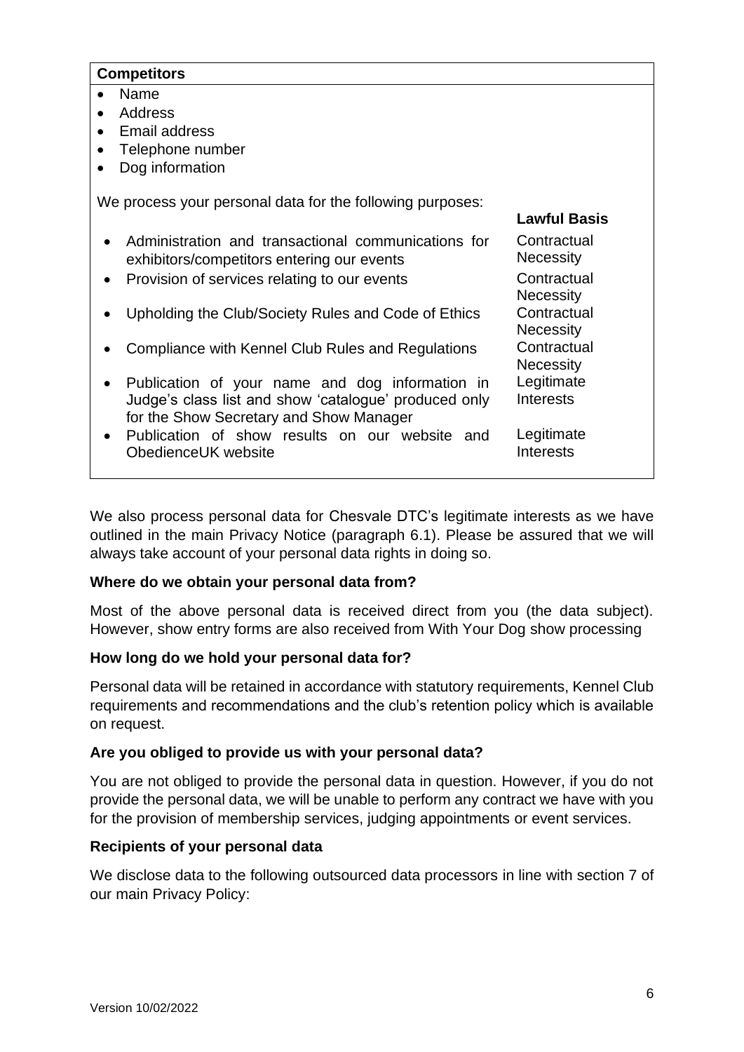**Competitors**

- Name
- Address
- Email address
- Telephone number
- Dog information

We process your personal data for the following purposes:

| Purpose | Lawful Basis |
| --- | --- |
| Administration and transactional communications for exhibitors/competitors entering our events | Contractual Necessity |
| Provision of services relating to our events | Contractual Necessity |
| Upholding the Club/Society Rules and Code of Ethics | Contractual Necessity |
| Compliance with Kennel Club Rules and Regulations | Contractual Necessity |
| Publication of your name and dog information in Judge's class list and show 'catalogue' produced only for the Show Secretary and Show Manager | Legitimate Interests |
| Publication of show results on our website and ObedienceUK website | Legitimate Interests |

We also process personal data for Chesvale DTC's legitimate interests as we have outlined in the main Privacy Notice (paragraph 6.1). Please be assured that we will always take account of your personal data rights in doing so.

**Where do we obtain your personal data from?**

Most of the above personal data is received direct from you (the data subject). However, show entry forms are also received from With Your Dog show processing

**How long do we hold your personal data for?**

Personal data will be retained in accordance with statutory requirements, Kennel Club requirements and recommendations and the club's retention policy which is available on request.

**Are you obliged to provide us with your personal data?**

You are not obliged to provide the personal data in question. However, if you do not provide the personal data, we will be unable to perform any contract we have with you for the provision of membership services, judging appointments or event services.

**Recipients of your personal data**

We disclose data to the following outsourced data processors in line with section 7 of our main Privacy Policy:

Version 10/02/2022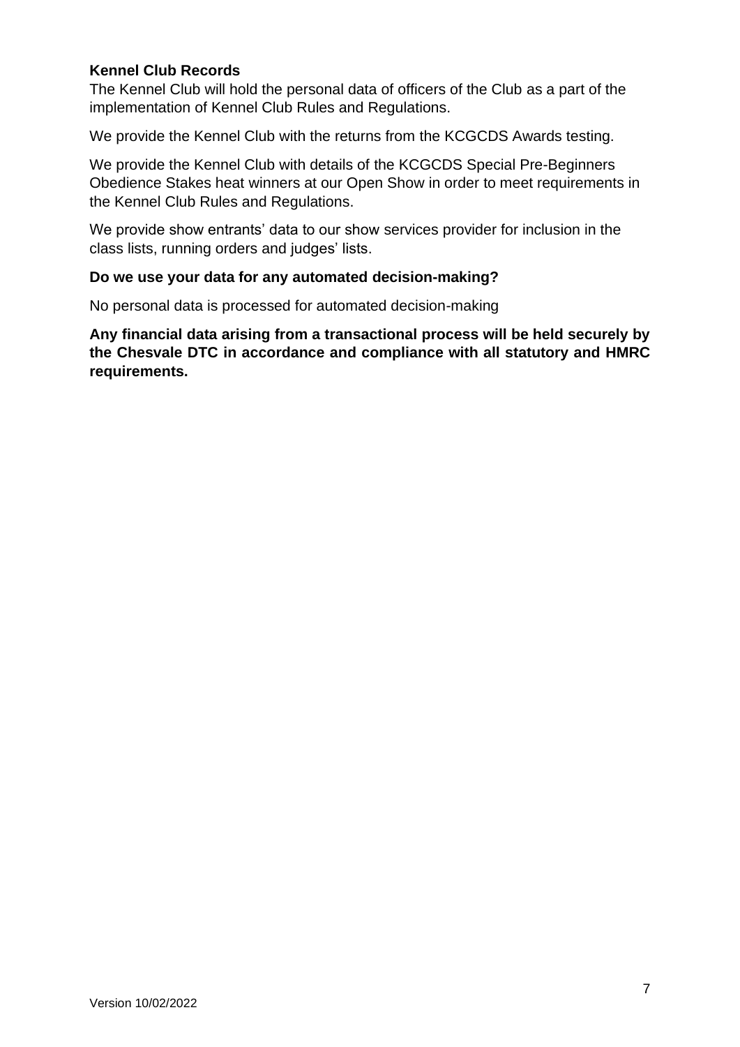### Kennel Club Records

The Kennel Club will hold the personal data of officers of the Club as a part of the implementation of Kennel Club Rules and Regulations.

We provide the Kennel Club with the returns from the KCGCDS Awards testing.

We provide the Kennel Club with details of the KCGCDS Special Pre-Beginners Obedience Stakes heat winners at our Open Show in order to meet requirements in the Kennel Club Rules and Regulations.

We provide show entrants' data to our show services provider for inclusion in the class lists, running orders and judges' lists.

### Do we use your data for any automated decision-making?

No personal data is processed for automated decision-making

**Any financial data arising from a transactional process will be held securely by the Chesvale DTC in accordance and compliance with all statutory and HMRC requirements.**

Version 10/02/2022